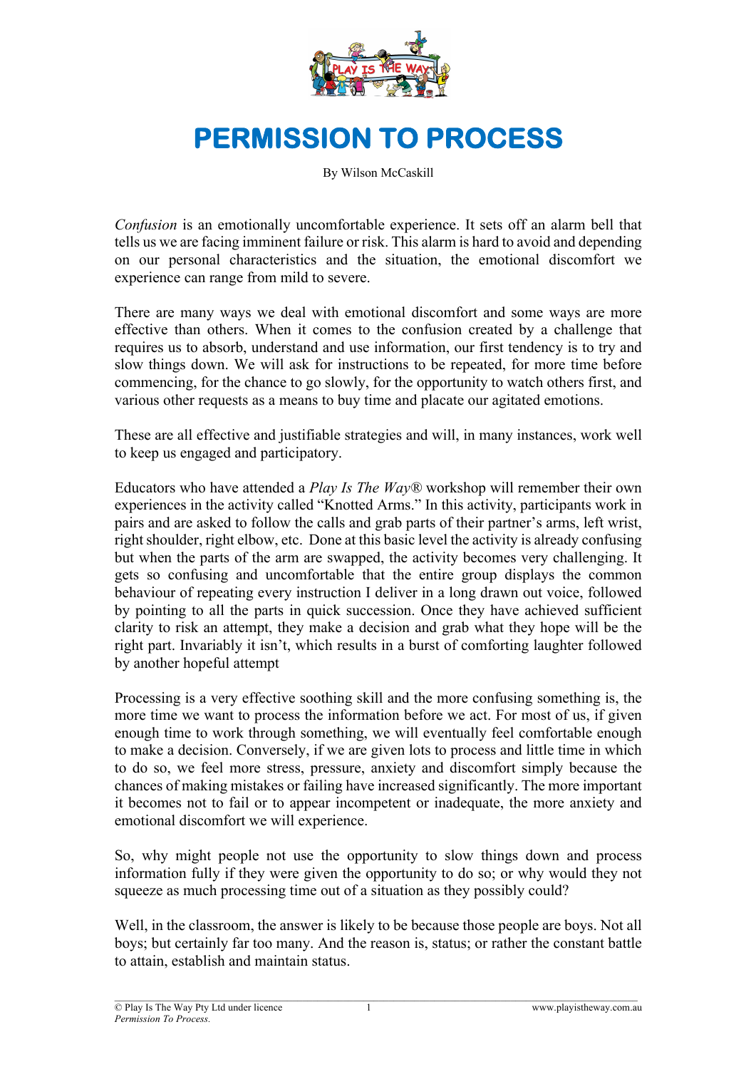# PERMISSION TO PROCESS

By Wilson McCaskill

*Confusion* is an emotionally uncomfortable experience. It sets off an alarm bell that tells us we are facing imminent failure or risk. This alarm is hard to avoid and depending on our personal characteristics and the situation, the emotional discomfort we experience can range from mild to severe.

There are many ways we deal with emotional discomfort and some ways are more effective than others. When it comes to the confusion created by a challenge that requires us to absorb, understand and use information, our first tendency is to try and slow things down. We will ask for instructions to be repeated, for more time before commencing, for the chance to go slowly, for the opportunity to watch others first, and various other requests as a means to buy time and placate our agitated emotions.

These are all effective and justifiable strategies and will, in many instances, work well to keep us engaged and participatory.

Educators who have attended a *Play Is The Way®* workshop will remember their own experiences in the activity called "Knotted Arms." In this activity, participants work in pairs and are asked to follow the calls and grab parts of their partner's arms, left wrist, right shoulder, right elbow, etc. Done at this basic level the activity is already confusing but when the parts of the arm are swapped, the activity becomes very challenging. It gets so confusing and uncomfortable that the entire group displays the common behaviour of repeating every instruction I deliver in a long drawn out voice, followed by pointing to all the parts in quick succession. Once they have achieved sufficient clarity to risk an attempt, they make a decision and grab what they hope will be the right part. Invariably it isn't, which results in a burst of comforting laughter followed by another hopeful attempt

Processing is a very effective soothing skill and the more confusing something is, the more time we want to process the information before we act. For most of us, if given enough time to work through something, we will eventually feel comfortable enough to make a decision. Conversely, if we are given lots to process and little time in which to do so, we feel more stress, pressure, anxiety and discomfort simply because the chances of making mistakes or failing have increased significantly. The more important it becomes not to fail or to appear incompetent or inadequate, the more anxiety and emotional discomfort we will experience.

So, why might people not use the opportunity to slow things down and process information fully if they were given the opportunity to do so; or why would they not squeeze as much processing time out of a situation as they possibly could?

Well, in the classroom, the answer is likely to be because those people are boys. Not all boys; but certainly far too many. And the reason is, status; or rather the constant battle to attain, establish and maintain status.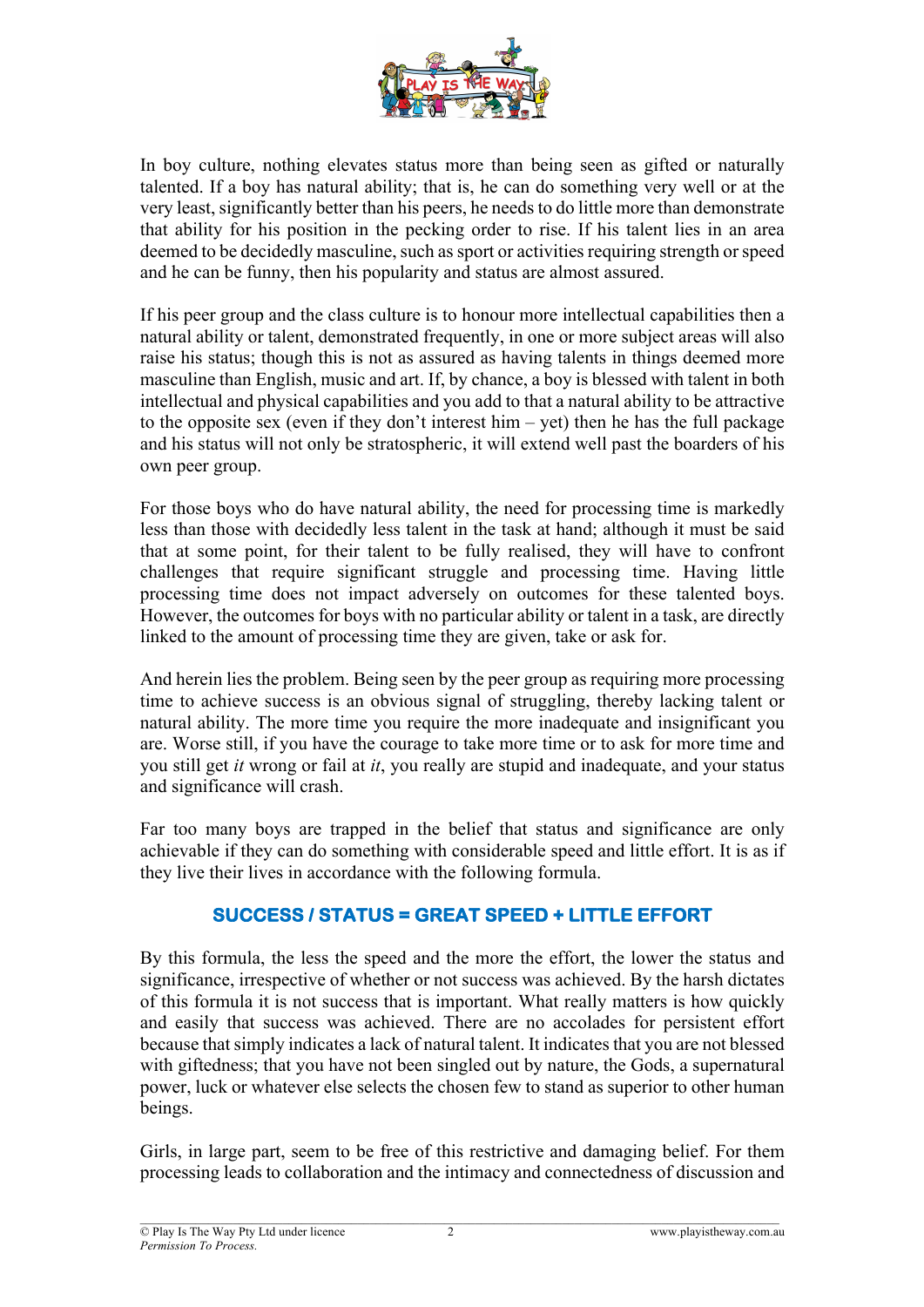In boy culture, nothing elevates status more than being seen as gifted or naturally talented. If a boy has natural ability; that is, he can do something very well or at the very least, significantly better than his peers, he needs to do little more than demonstrate that ability for his position in the pecking order to rise. If his talent lies in an area deemed to be decidedly masculine, such as sport or activities requiring strength or speed and he can be funny, then his popularity and status are almost assured.

If his peer group and the class culture is to honour more intellectual capabilities then a natural ability or talent, demonstrated frequently, in one or more subject areas will also raise his status; though this is not as assured as having talents in things deemed more masculine than English, music and art. If, by chance, a boy is blessed with talent in both intellectual and physical capabilities and you add to that a natural ability to be attractive to the opposite sex (even if they don't interest him – yet) then he has the full package and his status will not only be stratospheric, it will extend well past the boarders of his own peer group.

For those boys who do have natural ability, the need for processing time is markedly less than those with decidedly less talent in the task at hand; although it must be said that at some point, for their talent to be fully realised, they will have to confront challenges that require significant struggle and processing time. Having little processing time does not impact adversely on outcomes for these talented boys. However, the outcomes for boys with no particular ability or talent in a task, are directly linked to the amount of processing time they are given, take or ask for.

And herein lies the problem. Being seen by the peer group as requiring more processing time to achieve success is an obvious signal of struggling, thereby lacking talent or natural ability. The more time you require the more inadequate and insignificant you are. Worse still, if you have the courage to take more time or to ask for more time and you still get *it* wrong or fail at *it*, you really are stupid and inadequate, and your status and significance will crash.

Far too many boys are trapped in the belief that status and significance are only achievable if they can do something with considerable speed and little effort. It is as if they live their lives in accordance with the following formula.

**SUCCESS / STATUS = GREAT SPEED + LITTLE EFFORT**

By this formula, the less the speed and the more the effort, the lower the status and significance, irrespective of whether or not success was achieved. By the harsh dictates of this formula it is not success that is important. What really matters is how quickly and easily that success was achieved. There are no accolades for persistent effort because that simply indicates a lack of natural talent. It indicates that you are not blessed with giftedness; that you have not been singled out by nature, the Gods, a supernatural power, luck or whatever else selects the chosen few to stand as superior to other human beings.

Girls, in large part, seem to be free of this restrictive and damaging belief. For them processing leads to collaboration and the intimacy and connectedness of discussion and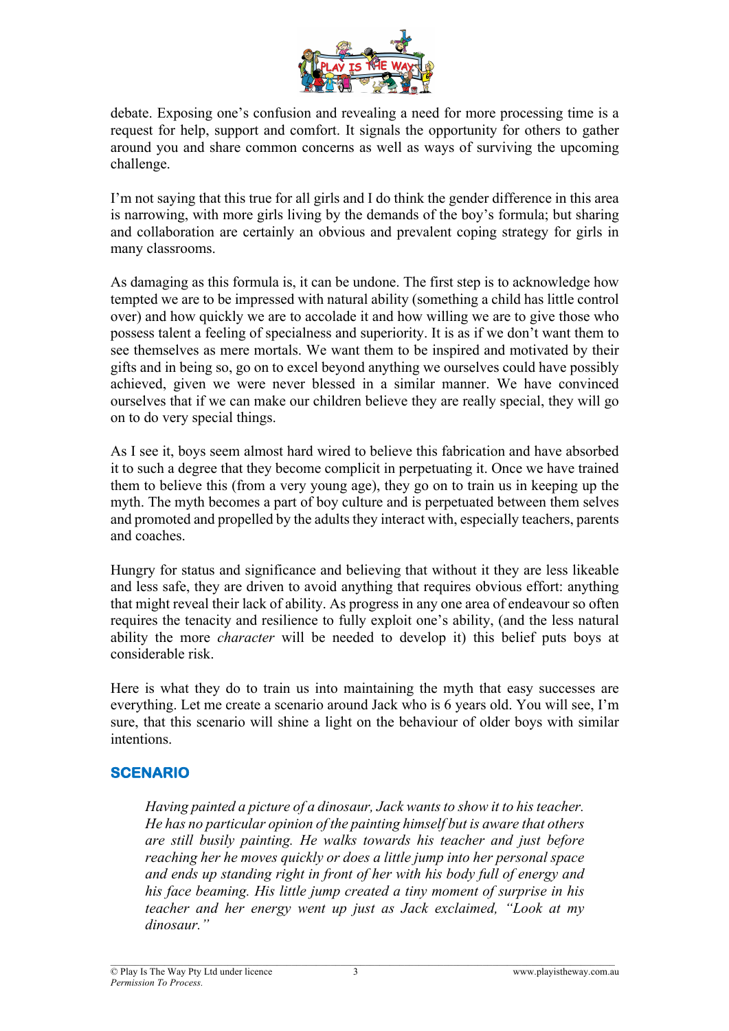debate. Exposing one's confusion and revealing a need for more processing time is a request for help, support and comfort. It signals the opportunity for others to gather around you and share common concerns as well as ways of surviving the upcoming challenge.

I'm not saying that this true for all girls and I do think the gender difference in this area is narrowing, with more girls living by the demands of the boy's formula; but sharing and collaboration are certainly an obvious and prevalent coping strategy for girls in many classrooms.

As damaging as this formula is, it can be undone. The first step is to acknowledge how tempted we are to be impressed with natural ability (something a child has little control over) and how quickly we are to accolade it and how willing we are to give those who possess talent a feeling of specialness and superiority. It is as if we don't want them to see themselves as mere mortals. We want them to be inspired and motivated by their gifts and in being so, go on to excel beyond anything we ourselves could have possibly achieved, given we were never blessed in a similar manner. We have convinced ourselves that if we can make our children believe they are really special, they will go on to do very special things.

As I see it, boys seem almost hard wired to believe this fabrication and have absorbed it to such a degree that they become complicit in perpetuating it. Once we have trained them to believe this (from a very young age), they go on to train us in keeping up the myth. The myth becomes a part of boy culture and is perpetuated between them selves and promoted and propelled by the adults they interact with, especially teachers, parents and coaches.

Hungry for status and significance and believing that without it they are less likeable and less safe, they are driven to avoid anything that requires obvious effort: anything that might reveal their lack of ability. As progress in any one area of endeavour so often requires the tenacity and resilience to fully exploit one's ability, (and the less natural ability the more *character* will be needed to develop it) this belief puts boys at considerable risk.

Here is what they do to train us into maintaining the myth that easy successes are everything. Let me create a scenario around Jack who is 6 years old. You will see, I'm sure, that this scenario will shine a light on the behaviour of older boys with similar intentions.

## SCENARIO

> *Having painted a picture of a dinosaur, Jack wants to show it to his teacher. He has no particular opinion of the painting himself but is aware that others are still busily painting. He walks towards his teacher and just before reaching her he moves quickly or does a little jump into her personal space and ends up standing right in front of her with his body full of energy and his face beaming. His little jump created a tiny moment of surprise in his teacher and her energy went up just as Jack exclaimed, "Look at my dinosaur."*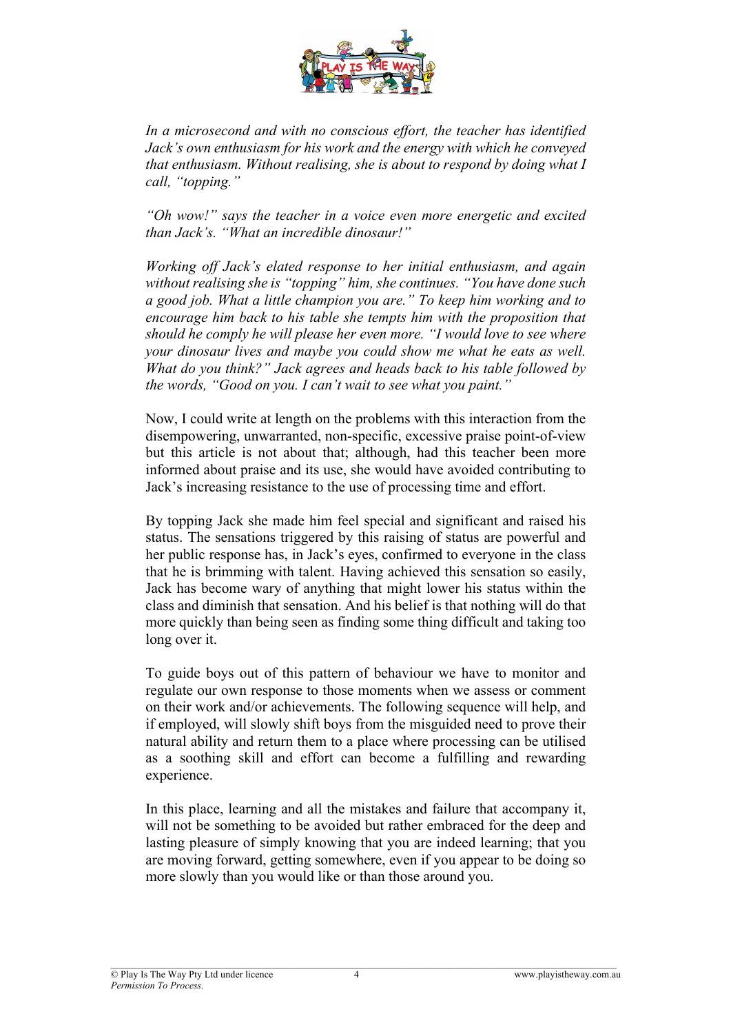*In a microsecond and with no conscious effort, the teacher has identified Jack's own enthusiasm for his work and the energy with which he conveyed that enthusiasm. Without realising, she is about to respond by doing what I call, "topping."*

*"Oh wow!" says the teacher in a voice even more energetic and excited than Jack's. "What an incredible dinosaur!"*

*Working off Jack's elated response to her initial enthusiasm, and again without realising she is "topping" him, she continues. "You have done such a good job. What a little champion you are." To keep him working and to encourage him back to his table she tempts him with the proposition that should he comply he will please her even more. "I would love to see where your dinosaur lives and maybe you could show me what he eats as well. What do you think?" Jack agrees and heads back to his table followed by the words, "Good on you. I can't wait to see what you paint."*

Now, I could write at length on the problems with this interaction from the disempowering, unwarranted, non-specific, excessive praise point-of-view but this article is not about that; although, had this teacher been more informed about praise and its use, she would have avoided contributing to Jack's increasing resistance to the use of processing time and effort.

By topping Jack she made him feel special and significant and raised his status. The sensations triggered by this raising of status are powerful and her public response has, in Jack's eyes, confirmed to everyone in the class that he is brimming with talent. Having achieved this sensation so easily, Jack has become wary of anything that might lower his status within the class and diminish that sensation. And his belief is that nothing will do that more quickly than being seen as finding some thing difficult and taking too long over it.

To guide boys out of this pattern of behaviour we have to monitor and regulate our own response to those moments when we assess or comment on their work and/or achievements. The following sequence will help, and if employed, will slowly shift boys from the misguided need to prove their natural ability and return them to a place where processing can be utilised as a soothing skill and effort can become a fulfilling and rewarding experience.

In this place, learning and all the mistakes and failure that accompany it, will not be something to be avoided but rather embraced for the deep and lasting pleasure of simply knowing that you are indeed learning; that you are moving forward, getting somewhere, even if you appear to be doing so more slowly than you would like or than those around you.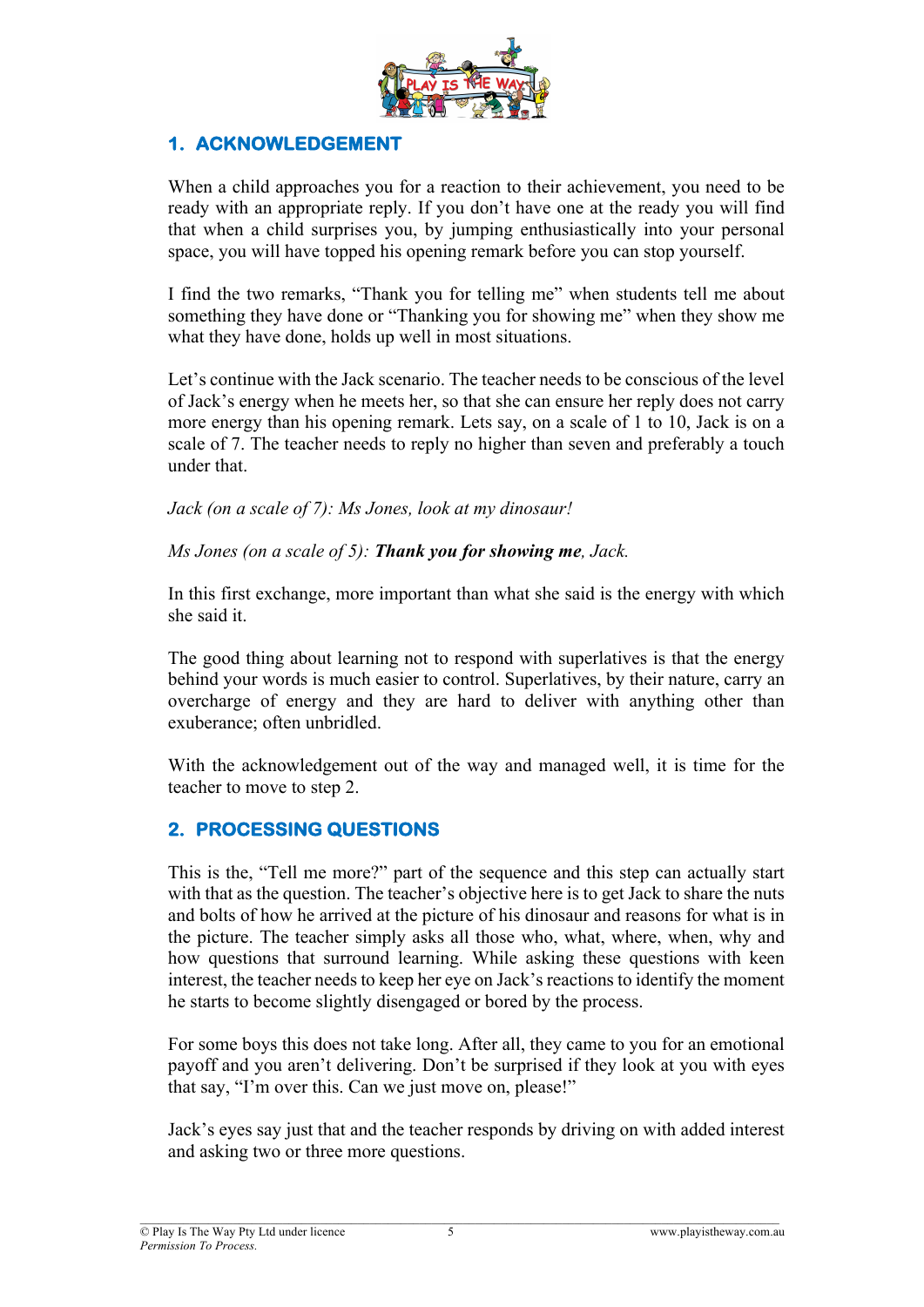## 1. ACKNOWLEDGEMENT

When a child approaches you for a reaction to their achievement, you need to be ready with an appropriate reply. If you don't have one at the ready you will find that when a child surprises you, by jumping enthusiastically into your personal space, you will have topped his opening remark before you can stop yourself.

I find the two remarks, "Thank you for telling me" when students tell me about something they have done or "Thanking you for showing me" when they show me what they have done, holds up well in most situations.

Let's continue with the Jack scenario. The teacher needs to be conscious of the level of Jack's energy when he meets her, so that she can ensure her reply does not carry more energy than his opening remark. Lets say, on a scale of 1 to 10, Jack is on a scale of 7. The teacher needs to reply no higher than seven and preferably a touch under that.

*Jack (on a scale of 7): Ms Jones, look at my dinosaur!*

*Ms Jones (on a scale of 5): **Thank you for showing me**, Jack.*

In this first exchange, more important than what she said is the energy with which she said it.

The good thing about learning not to respond with superlatives is that the energy behind your words is much easier to control. Superlatives, by their nature, carry an overcharge of energy and they are hard to deliver with anything other than exuberance; often unbridled.

With the acknowledgement out of the way and managed well, it is time for the teacher to move to step 2.

## 2. PROCESSING QUESTIONS

This is the, "Tell me more?" part of the sequence and this step can actually start with that as the question. The teacher's objective here is to get Jack to share the nuts and bolts of how he arrived at the picture of his dinosaur and reasons for what is in the picture. The teacher simply asks all those who, what, where, when, why and how questions that surround learning. While asking these questions with keen interest, the teacher needs to keep her eye on Jack's reactions to identify the moment he starts to become slightly disengaged or bored by the process.

For some boys this does not take long. After all, they came to you for an emotional payoff and you aren't delivering. Don't be surprised if they look at you with eyes that say, "I'm over this. Can we just move on, please!"

Jack's eyes say just that and the teacher responds by driving on with added interest and asking two or three more questions.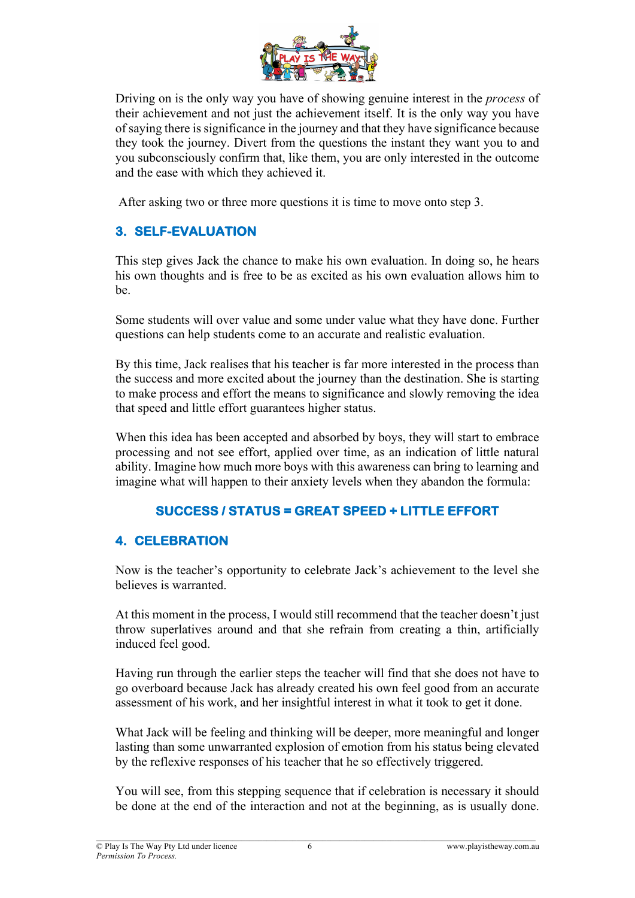Driving on is the only way you have of showing genuine interest in the *process* of their achievement and not just the achievement itself. It is the only way you have of saying there is significance in the journey and that they have significance because they took the journey. Divert from the questions the instant they want you to and you subconsciously confirm that, like them, you are only interested in the outcome and the ease with which they achieved it.

After asking two or three more questions it is time to move onto step 3.

## 3. SELF-EVALUATION

This step gives Jack the chance to make his own evaluation. In doing so, he hears his own thoughts and is free to be as excited as his own evaluation allows him to be.

Some students will over value and some under value what they have done. Further questions can help students come to an accurate and realistic evaluation.

By this time, Jack realises that his teacher is far more interested in the process than the success and more excited about the journey than the destination. She is starting to make process and effort the means to significance and slowly removing the idea that speed and little effort guarantees higher status.

When this idea has been accepted and absorbed by boys, they will start to embrace processing and not see effort, applied over time, as an indication of little natural ability. Imagine how much more boys with this awareness can bring to learning and imagine what will happen to their anxiety levels when they abandon the formula:

**SUCCESS / STATUS = GREAT SPEED + LITTLE EFFORT**

## 4. CELEBRATION

Now is the teacher's opportunity to celebrate Jack's achievement to the level she believes is warranted.

At this moment in the process, I would still recommend that the teacher doesn't just throw superlatives around and that she refrain from creating a thin, artificially induced feel good.

Having run through the earlier steps the teacher will find that she does not have to go overboard because Jack has already created his own feel good from an accurate assessment of his work, and her insightful interest in what it took to get it done.

What Jack will be feeling and thinking will be deeper, more meaningful and longer lasting than some unwarranted explosion of emotion from his status being elevated by the reflexive responses of his teacher that he so effectively triggered.

You will see, from this stepping sequence that if celebration is necessary it should be done at the end of the interaction and not at the beginning, as is usually done.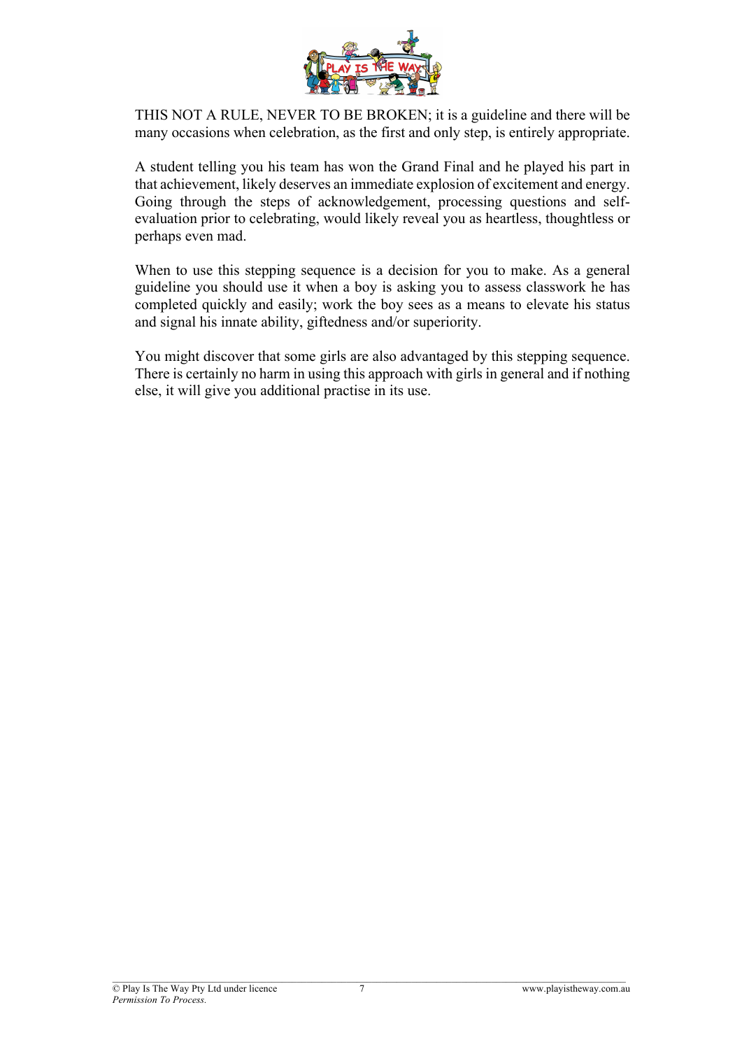THIS NOT A RULE, NEVER TO BE BROKEN; it is a guideline and there will be many occasions when celebration, as the first and only step, is entirely appropriate.

A student telling you his team has won the Grand Final and he played his part in that achievement, likely deserves an immediate explosion of excitement and energy. Going through the steps of acknowledgement, processing questions and self-evaluation prior to celebrating, would likely reveal you as heartless, thoughtless or perhaps even mad.

When to use this stepping sequence is a decision for you to make. As a general guideline you should use it when a boy is asking you to assess classwork he has completed quickly and easily; work the boy sees as a means to elevate his status and signal his innate ability, giftedness and/or superiority.

You might discover that some girls are also advantaged by this stepping sequence. There is certainly no harm in using this approach with girls in general and if nothing else, it will give you additional practise in its use.